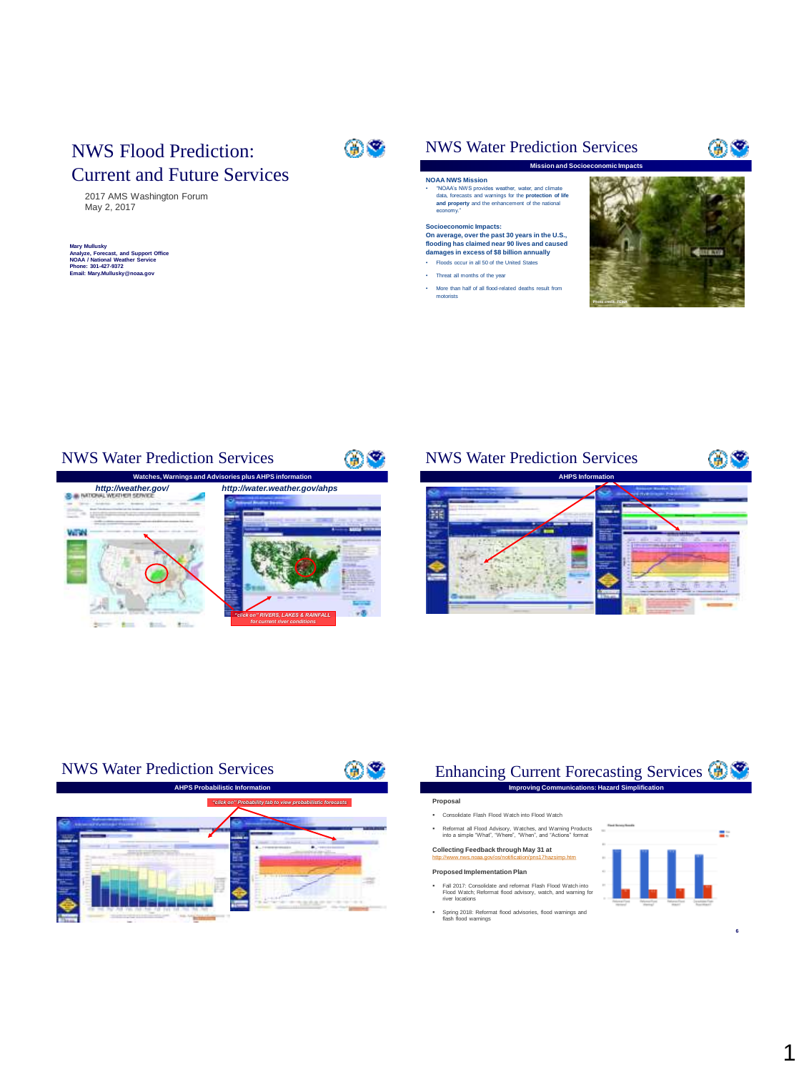# NWS Flood Prediction: Current and Future Services

2017 AMS Washington Forum
May 2, 2017

**Mary Mullusky**
**Analyze, Forecast, and Support Office**
**NOAA / National Weather Service**
**Phone: 301-427-9372**
**Email: Mary.Mullusky@noaa.gov**

## NWS Water Prediction Services

**Mission and Socioeconomic Impacts**

**NOAA NWS Mission**

- "NOAA's NWS provides weather, water, and climate data, forecasts and warnings for the **protection of life and property** and the enhancement of the national economy."

**Socioeconomic Impacts:**
**On average, over the past 30 years in the U.S., flooding has claimed near 90 lives and caused damages in excess of $8 billion annually**

- Floods occur in all 50 of the United States
- Threat all months of the year
- More than half of all flood-related deaths result from motorists

Photo credit: FEMA

## NWS Water Prediction Services

**Watches, Warnings and Advisories plus AHPS information**

*http://weather.gov/*

*http://water.weather.gov/ahps*

*"click on" RIVERS, LAKES & RAINFALL for current river conditions*

## NWS Water Prediction Services

**AHPS Information**

## NWS Water Prediction Services

**AHPS Probabilistic Information**

*"click on" Probability tab to view probabilistic forecasts*

## Enhancing Current Forecasting Services

**Improving Communications: Hazard Simplification**

**Proposal**

- Consolidate Flash Flood Watch into Flood Watch
- Reformat all Flood Advisory, Watches, and Warning Products into a simple "What", "Where", "When", and "Actions" format

**Collecting Feedback through May 31 at**
http://www.nws.noaa.gov/os/notification/pns17hazsimp.htm

**Proposed Implementation Plan**

- Fall 2017: Consolidate and reformat Flash Flood Watch into Flood Watch; Reformat flood advisory, watch, and warning for river locations
- Spring 2018: Reformat flood advisories, flood warnings and flash flood warnings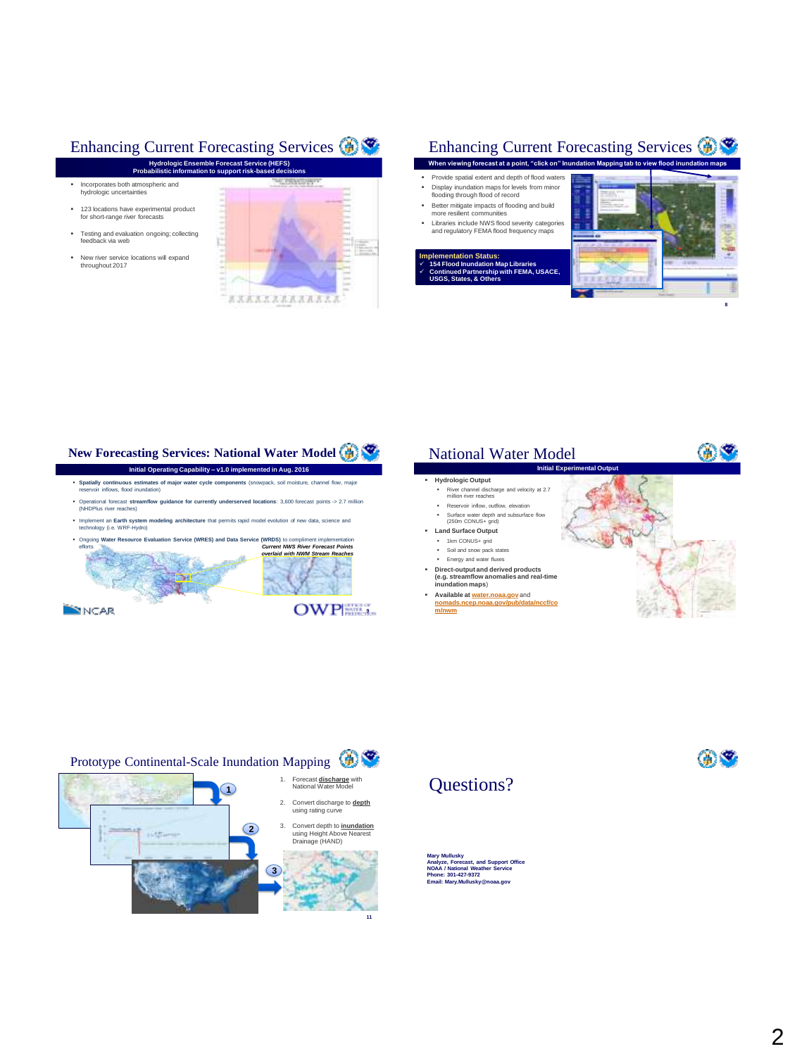## Enhancing Current Forecasting Services

**Hydrologic Ensemble Forecast Service (HEFS)**
**Probabilistic information to support risk-based decisions**

- Incorporates both atmospheric and hydrologic uncertainties
- 123 locations have experimental product for short-range river forecasts
- Testing and evaluation ongoing; collecting feedback via web
- New river service locations will expand throughout 2017

## Enhancing Current Forecasting Services

**When viewing forecast at a point, "click on" Inundation Mapping tab to view flood inundation maps**

- Provide spatial extent and depth of flood waters
- Display inundation maps for levels from minor flooding through flood of record
- Better mitigate impacts of flooding and build more resilient communities
- Libraries include NWS flood severity categories and regulatory FEMA flood frequency maps

**Implementation Status:**
- ✓ 154 Flood Inundation Map Libraries
- ✓ Continued Partnership with FEMA, USACE, USGS, States, & Others

## New Forecasting Services: National Water Model

**Initial Operating Capability – v1.0 implemented in Aug. 2016**

- **Spatially continuous estimates of major water cycle components** (snowpack, soil moisture, channel flow, major reservoir inflows, flood inundation)
- Operational forecast **streamflow guidance for currently underserved locations**: 3,600 forecast points -> 2.7 million (NHDPlus river reaches)
- Implement an **Earth system modeling architecture** that permits rapid model evolution of new data, science and technology (i.e. WRF-Hydro)
- Ongoing **Water Resource Evaluation Service (WRES) and Data Service (WRDS)** to compliment implementation efforts

***Current NWS River Forecast Points overlaid with NWM Stream Reaches***

NCAR

OWP OFFICE OF WATER PREDICTION

## National Water Model

**Initial Experimental Output**

- **Hydrologic Output**
  - River channel discharge and velocity at 2.7 million river reaches
  - Reservoir inflow, outflow, elevation
  - Surface water depth and subsurface flow (250m CONUS+ grid)
- **Land Surface Output**
  - 1km CONUS+ grid
  - Soil and snow pack states
  - Energy and water fluxes
- **Direct-output and derived products (e.g. streamflow anomalies and real-time inundation maps)**
- **Available at water.noaa.gov and nomads.ncep.noaa.gov/pub/data/nccf/com/nwm**

## Prototype Continental-Scale Inundation Mapping

1. Forecast **discharge** with National Water Model
2. Convert discharge to **depth** using rating curve
3. Convert depth to **inundation** using Height Above Nearest Drainage (HAND)

## Questions?

**Mary Mullusky**
**Analyze, Forecast, and Support Office**
**NOAA / National Weather Service**
**Phone: 301-427-9372**
**Email: Mary.Mullusky@noaa.gov**